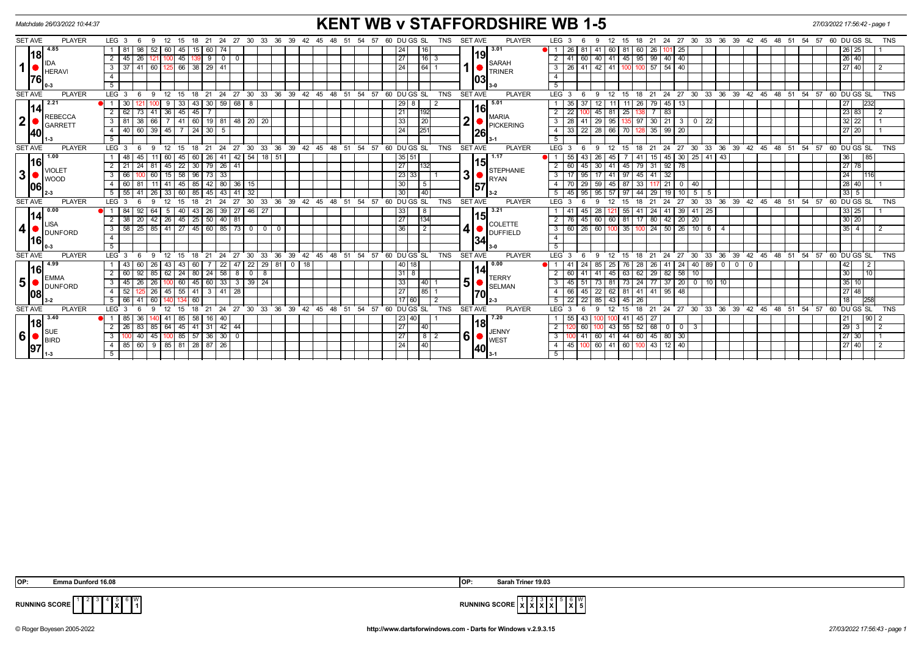Matchdate 26/03/2022 10:44:37

# KENT WB v STAFFORDSHIRE WB 1-5

### Set 1

| Player | Set Ave | Leg | Scores | DU | GS | SL | TNS |
|---|---|---|---|---|---|---|---|
| IDA HERAVI (0-3) | 18.76 / 4.85 | 1 | 81 98 52 60 45 15 60 74 | | 24 | 16 | |
| | | 2 | 45 26 121 100 45 139 9 0 0 | | 27 | 16 | 3 |
| | | 3 | 37 41 60 125 66 38 29 41 | | 24 | 64 | 1 |
| SARAH TRINER (3-0) | 19.03 / 3.01 | 1 | 26 81 41 60 81 60 26 101 25 | 26 | 25 | | |
| | | 2 | 41 60 40 41 45 95 99 40 40 | 26 | 40 | | |
| | | 3 | 26 41 42 41 100 100 57 54 40 | 27 | 40 | | 2 |

### Set 2

| Player | Set Ave | Leg | Scores | DU | GS | SL | TNS |
|---|---|---|---|---|---|---|---|
| REBECCA GARRETT (1-3) | 14.40 / 2.21 | 1 | 30 121 100 9 33 43 30 59 68 8 | 29 | 8 | | 2 |
| | | 2 | 62 73 41 36 45 45 7 | | 21 | 192 | |
| | | 3 | 81 38 66 7 41 60 19 81 48 20 20 | 33 | 20 | | |
| | | 4 | 40 60 39 45 7 24 30 5 | | 24 | 251 | |
| MARIA PICKERING (3-1) | 16.26 / 5.01 | 1 | 35 37 12 11 11 26 79 45 13 | | 27 | 232 | |
| | | 2 | 22 100 45 81 25 138 7 83 | 23 | 83 | | 2 |
| | | 3 | 28 41 29 95 135 97 30 21 3 0 22 | 32 | 22 | | 1 |
| | | 4 | 33 22 28 66 70 128 35 99 20 | 27 | 20 | | 1 |

### Set 3

| Player | Set Ave | Leg | Scores | DU | GS | SL | TNS |
|---|---|---|---|---|---|---|---|
| VIOLET WOOD (2-3) | 16.06 / 1.00 | 1 | 48 45 11 60 45 60 26 41 42 54 18 51 | 35 | 51 | | |
| | | 2 | 21 24 81 45 22 30 79 26 41 | | 27 | 132 | |
| | | 3 | 66 100 60 15 58 96 73 33 | 23 | 33 | | 1 |
| | | 4 | 60 81 11 41 45 85 42 80 36 15 | | 30 | 5 | |
| | | 5 | 55 41 26 33 60 85 45 43 41 32 | | 30 | 40 | |
| STEPHANIE RYAN (3-2) | 15.57 / 1.17 | 1 | 55 43 26 45 7 41 15 45 30 25 41 43 | | 36 | 85 | |
| | | 2 | 60 45 30 41 45 79 31 92 78 | 27 | 78 | | |
| | | 3 | 17 95 17 41 97 45 41 32 | | 24 | 116 | |
| | | 4 | 70 29 59 45 87 33 117 21 0 40 | 28 | 40 | | 1 |
| | | 5 | 45 95 95 57 97 44 29 19 10 5 5 | 33 | 5 | | |

### Set 4

| Player | Set Ave | Leg | Scores | DU | GS | SL | TNS |
|---|---|---|---|---|---|---|---|
| LISA DUNFORD (0-3) | 14.16 / 0.00 | 1 | 84 92 64 5 40 43 26 39 27 46 27 | | 33 | 8 | |
| | | 2 | 38 20 42 26 45 25 50 40 81 | | 27 | 134 | |
| | | 3 | 58 25 85 41 27 45 60 85 73 0 0 0 | | 36 | 2 | |
| COLETTE DUFFIELD (3-0) | 15.34 / 3.21 | 1 | 41 45 28 121 55 41 24 41 39 41 25 | 33 | 25 | | 1 |
| | | 2 | 76 45 60 60 81 17 80 42 20 20 | 30 | 20 | | |
| | | 3 | 60 26 60 100 35 100 24 50 26 10 6 4 | 35 | 4 | | 2 |

### Set 5

| Player | Set Ave | Leg | Scores | DU | GS | SL | TNS |
|---|---|---|---|---|---|---|---|
| EMMA DUNFORD (3-2) | 16.08 / 4.99 | 1 | 43 60 26 43 43 60 7 22 47 22 29 81 0 18 | 40 | 18 | | |
| | | 2 | 60 92 85 62 24 80 24 58 8 0 8 | 31 | 8 | | |
| | | 3 | 45 26 26 100 60 45 60 33 3 39 24 | | 33 | 40 | 1 |
| | | 4 | 52 125 26 45 55 41 3 41 28 | | 27 | 85 | 1 |
| | | 5 | 66 41 60 140 134 60 | 17 | 60 | | 2 |
| TERRY SELMAN (2-3) | 14.70 / 0.00 | 1 | 41 24 85 25 76 28 26 41 24 40 89 0 0 0 | | 42 | 2 | |
| | | 2 | 60 41 41 45 63 62 29 82 58 10 | | 30 | 10 | |
| | | 3 | 45 51 73 81 73 24 77 37 20 0 10 10 | 35 | 10 | | |
| | | 4 | 66 45 22 62 81 41 41 95 48 | 27 | 48 | | |
| | | 5 | 22 22 85 43 45 26 | | 18 | 258 | |

### Set 6

| Player | Set Ave | Leg | Scores | DU | GS | SL | TNS |
|---|---|---|---|---|---|---|---|
| SUE BIRD (1-3) | 18.97 / 3.40 | 1 | 85 36 140 41 85 58 16 40 | 23 | 40 | | 1 |
| | | 2 | 26 83 85 64 45 41 31 42 44 | | 27 | 40 | |
| | | 3 | 100 40 45 100 85 57 36 30 0 | | 27 | 8 | 2 |
| | | 4 | 85 60 9 85 81 28 87 26 | | 24 | 40 | |
| JENNY WEST (3-1) | 18.40 / 7.20 | 1 | 55 43 100 100 41 45 27 | | 21 | 90 | 2 |
| | | 2 | 120 60 100 43 55 52 68 0 0 3 | 29 | 3 | | 2 |
| | | 3 | 100 41 60 41 44 60 45 80 30 | 27 | 30 | | 1 |
| | | 4 | 45 100 60 41 60 100 43 12 40 | 27 | 40 | | 2 |

OP: Emma Dunford 16.08 | OP: Sarah Triner 19.03

RUNNING SCORE (Kent): Set 5 X — W: 1

RUNNING SCORE (Staffordshire): Sets 1, 2, 3, 4, 6 X — W: 5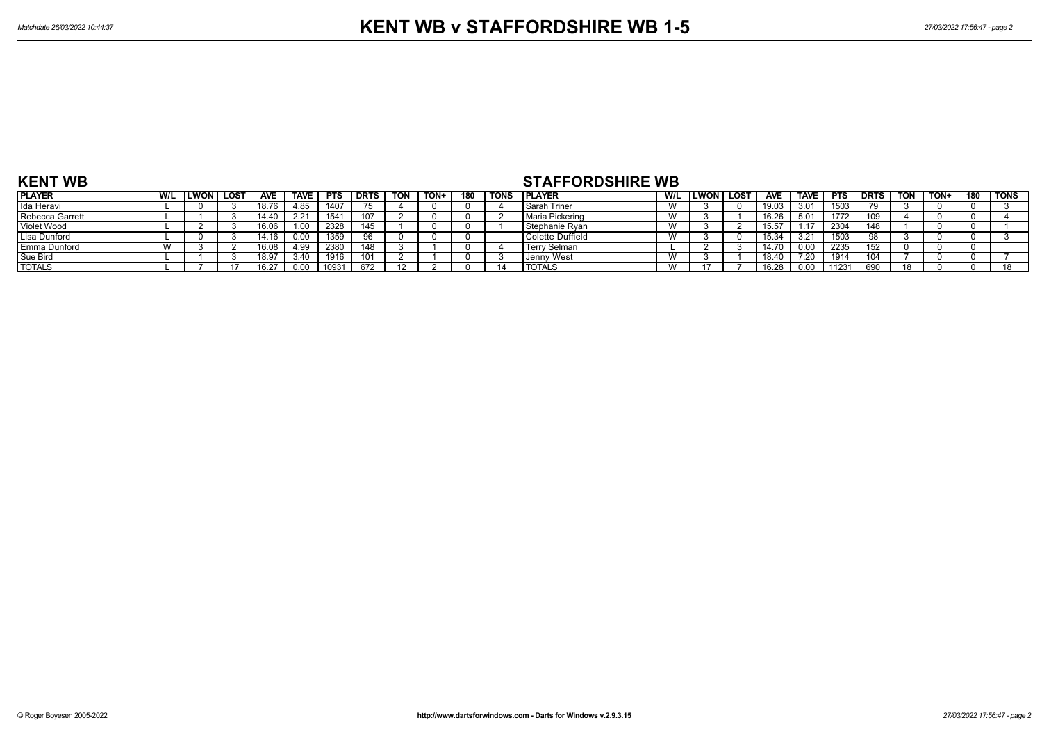# KENT WB v STAFFORDSHIRE WB 1-5

Matchdate 26/03/2022 10:44:37

## KENT WB

| PLAYER | W/L | LWON | LOST | AVE | TAVE | PTS | DRTS | TON | TON+ | 180 | TONS |
|---|---|---|---|---|---|---|---|---|---|---|---|
| Ida Heravi | L | 0 | 3 | 18.76 | 4.85 | 1407 | 75 | 4 | 0 | 0 | 4 |
| Rebecca Garrett | L | 1 | 3 | 14.40 | 2.21 | 1541 | 107 | 2 | 0 | 0 | 2 |
| Violet Wood | L | 2 | 3 | 16.06 | 1.00 | 2328 | 145 | 1 | 0 | 0 | 1 |
| Lisa Dunford | L | 0 | 3 | 14.16 | 0.00 | 1359 | 96 | 0 | 0 | 0 | |
| Emma Dunford | W | 3 | 2 | 16.08 | 4.99 | 2380 | 148 | 3 | 1 | 0 | 4 |
| Sue Bird | L | 1 | 3 | 18.97 | 3.40 | 1916 | 101 | 2 | 1 | 0 | 3 |
| TOTALS | L | 7 | 17 | 16.27 | 0.00 | 10931 | 672 | 12 | 2 | 0 | 14 |

## STAFFORDSHIRE WB

| PLAYER | W/L | LWON | LOST | AVE | TAVE | PTS | DRTS | TON | TON+ | 180 | TONS |
|---|---|---|---|---|---|---|---|---|---|---|---|
| Sarah Triner | W | 3 | 0 | 19.03 | 3.01 | 1503 | 79 | 3 | 0 | 0 | 3 |
| Maria Pickering | W | 3 | 1 | 16.26 | 5.01 | 1772 | 109 | 4 | 0 | 0 | 4 |
| Stephanie Ryan | W | 3 | 2 | 15.57 | 1.17 | 2304 | 148 | 1 | 0 | 0 | 1 |
| Colette Duffield | W | 3 | 0 | 15.34 | 3.21 | 1503 | 98 | 3 | 0 | 0 | 3 |
| Terry Selman | L | 2 | 3 | 14.70 | 0.00 | 2235 | 152 | 0 | 0 | 0 | |
| Jenny West | W | 3 | 1 | 18.40 | 7.20 | 1914 | 104 | 7 | 0 | 0 | 7 |
| TOTALS | W | 17 | 7 | 16.28 | 0.00 | 11231 | 690 | 18 | 0 | 0 | 18 |